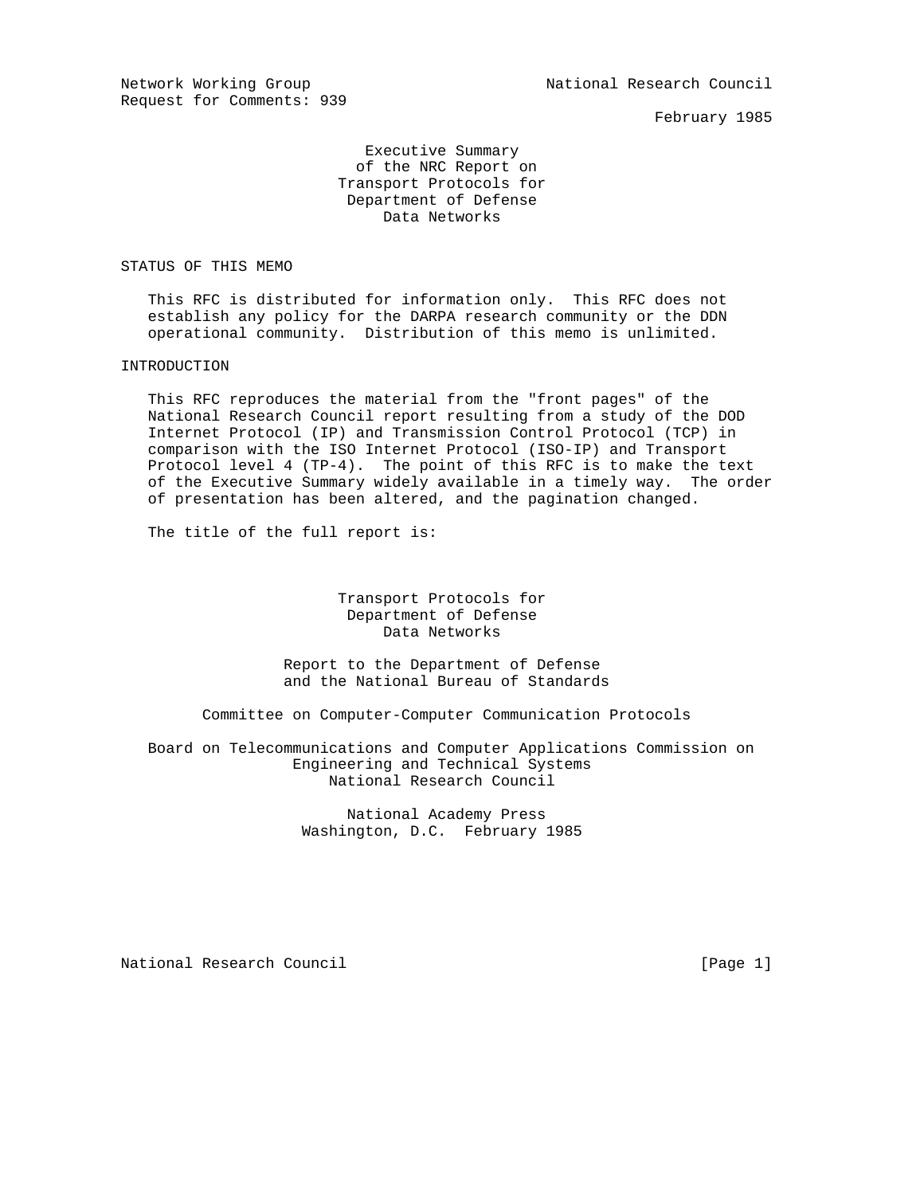Network Working Group — National Research Council
Request for Comments: 939

February 1985

# Executive Summary of the NRC Report on Transport Protocols for Department of Defense Data Networks

## STATUS OF THIS MEMO

This RFC is distributed for information only. This RFC does not establish any policy for the DARPA research community or the DDN operational community. Distribution of this memo is unlimited.

## INTRODUCTION

This RFC reproduces the material from the "front pages" of the National Research Council report resulting from a study of the DOD Internet Protocol (IP) and Transmission Control Protocol (TCP) in comparison with the ISO Internet Protocol (ISO-IP) and Transport Protocol level 4 (TP-4). The point of this RFC is to make the text of the Executive Summary widely available in a timely way. The order of presentation has been altered, and the pagination changed.

The title of the full report is:

Transport Protocols for
Department of Defense
Data Networks

Report to the Department of Defense
and the National Bureau of Standards

Committee on Computer-Computer Communication Protocols

Board on Telecommunications and Computer Applications Commission on
Engineering and Technical Systems
National Research Council

National Academy Press
Washington, D.C. February 1985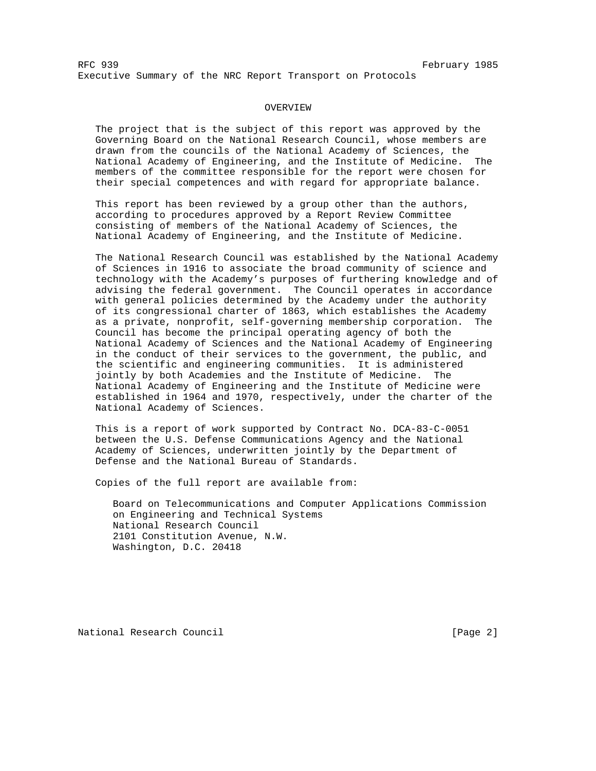## OVERVIEW

The project that is the subject of this report was approved by the Governing Board on the National Research Council, whose members are drawn from the councils of the National Academy of Sciences, the National Academy of Engineering, and the Institute of Medicine. The members of the committee responsible for the report were chosen for their special competences and with regard for appropriate balance.

This report has been reviewed by a group other than the authors, according to procedures approved by a Report Review Committee consisting of members of the National Academy of Sciences, the National Academy of Engineering, and the Institute of Medicine.

The National Research Council was established by the National Academy of Sciences in 1916 to associate the broad community of science and technology with the Academy's purposes of furthering knowledge and of advising the federal government. The Council operates in accordance with general policies determined by the Academy under the authority of its congressional charter of 1863, which establishes the Academy as a private, nonprofit, self-governing membership corporation. The Council has become the principal operating agency of both the National Academy of Sciences and the National Academy of Engineering in the conduct of their services to the government, the public, and the scientific and engineering communities. It is administered jointly by both Academies and the Institute of Medicine. The National Academy of Engineering and the Institute of Medicine were established in 1964 and 1970, respectively, under the charter of the National Academy of Sciences.

This is a report of work supported by Contract No. DCA-83-C-0051 between the U.S. Defense Communications Agency and the National Academy of Sciences, underwritten jointly by the Department of Defense and the National Bureau of Standards.

Copies of the full report are available from:

Board on Telecommunications and Computer Applications Commission on Engineering and Technical Systems
National Research Council
2101 Constitution Avenue, N.W.
Washington, D.C. 20418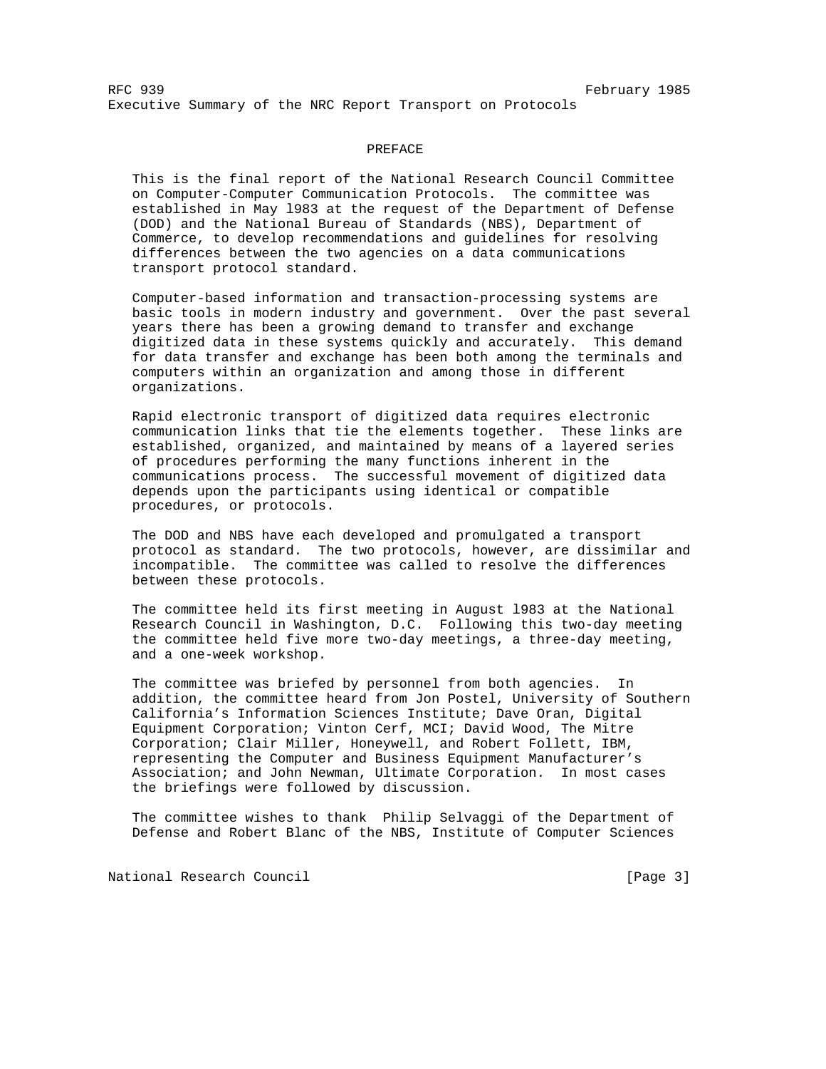## PREFACE

This is the final report of the National Research Council Committee on Computer-Computer Communication Protocols. The committee was established in May l983 at the request of the Department of Defense (DOD) and the National Bureau of Standards (NBS), Department of Commerce, to develop recommendations and guidelines for resolving differences between the two agencies on a data communications transport protocol standard.

Computer-based information and transaction-processing systems are basic tools in modern industry and government. Over the past several years there has been a growing demand to transfer and exchange digitized data in these systems quickly and accurately. This demand for data transfer and exchange has been both among the terminals and computers within an organization and among those in different organizations.

Rapid electronic transport of digitized data requires electronic communication links that tie the elements together. These links are established, organized, and maintained by means of a layered series of procedures performing the many functions inherent in the communications process. The successful movement of digitized data depends upon the participants using identical or compatible procedures, or protocols.

The DOD and NBS have each developed and promulgated a transport protocol as standard. The two protocols, however, are dissimilar and incompatible. The committee was called to resolve the differences between these protocols.

The committee held its first meeting in August l983 at the National Research Council in Washington, D.C. Following this two-day meeting the committee held five more two-day meetings, a three-day meeting, and a one-week workshop.

The committee was briefed by personnel from both agencies. In addition, the committee heard from Jon Postel, University of Southern California's Information Sciences Institute; Dave Oran, Digital Equipment Corporation; Vinton Cerf, MCI; David Wood, The Mitre Corporation; Clair Miller, Honeywell, and Robert Follett, IBM, representing the Computer and Business Equipment Manufacturer's Association; and John Newman, Ultimate Corporation. In most cases the briefings were followed by discussion.

The committee wishes to thank Philip Selvaggi of the Department of Defense and Robert Blanc of the NBS, Institute of Computer Sciences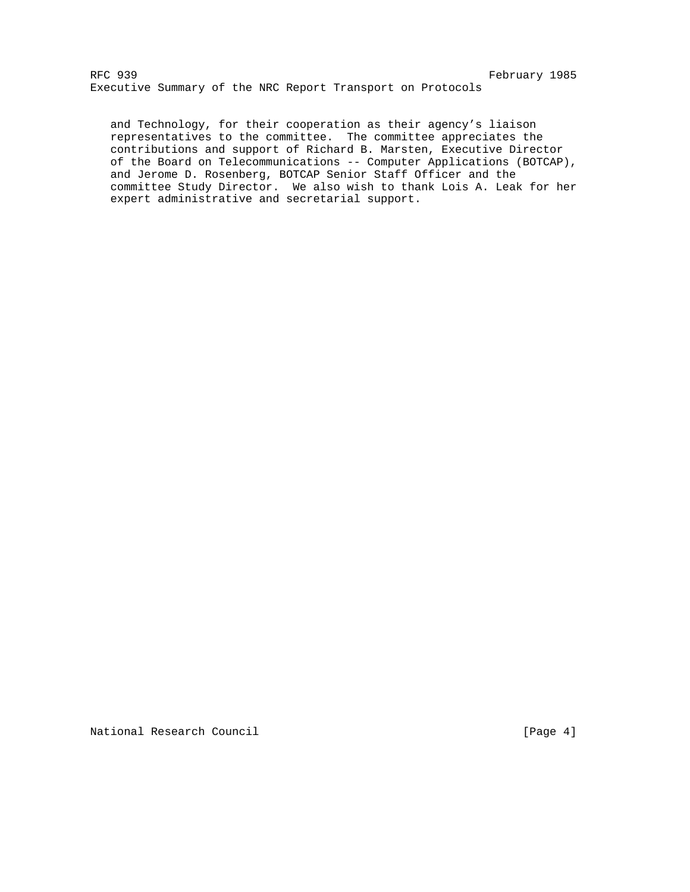and Technology, for their cooperation as their agency's liaison representatives to the committee. The committee appreciates the contributions and support of Richard B. Marsten, Executive Director of the Board on Telecommunications -- Computer Applications (BOTCAP), and Jerome D. Rosenberg, BOTCAP Senior Staff Officer and the committee Study Director. We also wish to thank Lois A. Leak for her expert administrative and secretarial support.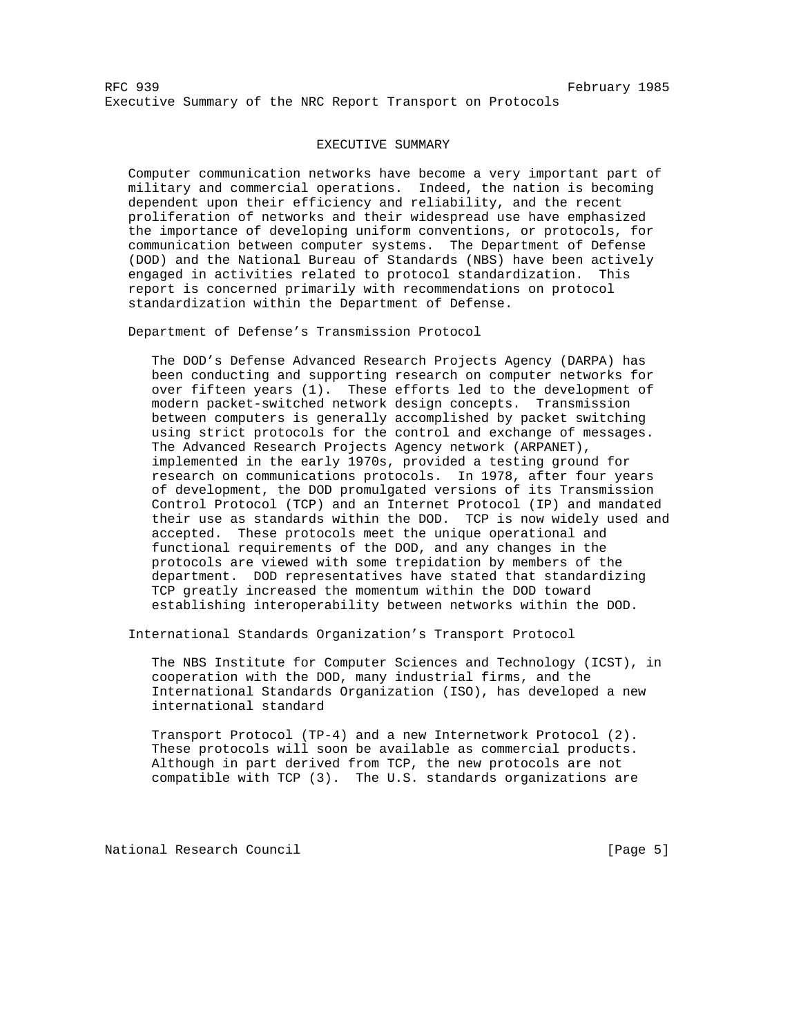# EXECUTIVE SUMMARY

Computer communication networks have become a very important part of military and commercial operations. Indeed, the nation is becoming dependent upon their efficiency and reliability, and the recent proliferation of networks and their widespread use have emphasized the importance of developing uniform conventions, or protocols, for communication between computer systems. The Department of Defense (DOD) and the National Bureau of Standards (NBS) have been actively engaged in activities related to protocol standardization. This report is concerned primarily with recommendations on protocol standardization within the Department of Defense.

## Department of Defense's Transmission Protocol

The DOD's Defense Advanced Research Projects Agency (DARPA) has been conducting and supporting research on computer networks for over fifteen years (1). These efforts led to the development of modern packet-switched network design concepts. Transmission between computers is generally accomplished by packet switching using strict protocols for the control and exchange of messages. The Advanced Research Projects Agency network (ARPANET), implemented in the early 1970s, provided a testing ground for research on communications protocols. In 1978, after four years of development, the DOD promulgated versions of its Transmission Control Protocol (TCP) and an Internet Protocol (IP) and mandated their use as standards within the DOD. TCP is now widely used and accepted. These protocols meet the unique operational and functional requirements of the DOD, and any changes in the protocols are viewed with some trepidation by members of the department. DOD representatives have stated that standardizing TCP greatly increased the momentum within the DOD toward establishing interoperability between networks within the DOD.

## International Standards Organization's Transport Protocol

The NBS Institute for Computer Sciences and Technology (ICST), in cooperation with the DOD, many industrial firms, and the International Standards Organization (ISO), has developed a new international standard

Transport Protocol (TP-4) and a new Internetwork Protocol (2). These protocols will soon be available as commercial products. Although in part derived from TCP, the new protocols are not compatible with TCP (3). The U.S. standards organizations are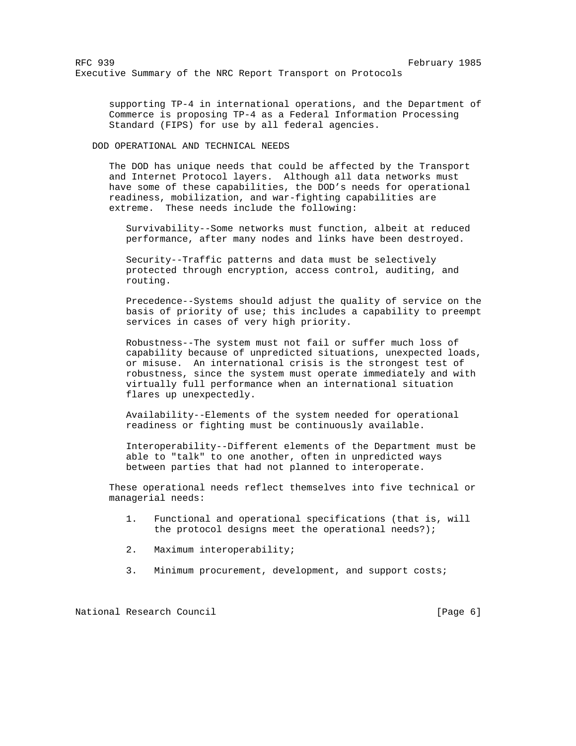supporting TP-4 in international operations, and the Department of Commerce is proposing TP-4 as a Federal Information Processing Standard (FIPS) for use by all federal agencies.

## DOD OPERATIONAL AND TECHNICAL NEEDS

The DOD has unique needs that could be affected by the Transport and Internet Protocol layers. Although all data networks must have some of these capabilities, the DOD's needs for operational readiness, mobilization, and war-fighting capabilities are extreme. These needs include the following:

Survivability--Some networks must function, albeit at reduced performance, after many nodes and links have been destroyed.

Security--Traffic patterns and data must be selectively protected through encryption, access control, auditing, and routing.

Precedence--Systems should adjust the quality of service on the basis of priority of use; this includes a capability to preempt services in cases of very high priority.

Robustness--The system must not fail or suffer much loss of capability because of unpredicted situations, unexpected loads, or misuse. An international crisis is the strongest test of robustness, since the system must operate immediately and with virtually full performance when an international situation flares up unexpectedly.

Availability--Elements of the system needed for operational readiness or fighting must be continuously available.

Interoperability--Different elements of the Department must be able to "talk" to one another, often in unpredicted ways between parties that had not planned to interoperate.

These operational needs reflect themselves into five technical or managerial needs:

1. Functional and operational specifications (that is, will the protocol designs meet the operational needs?);

2. Maximum interoperability;

3. Minimum procurement, development, and support costs;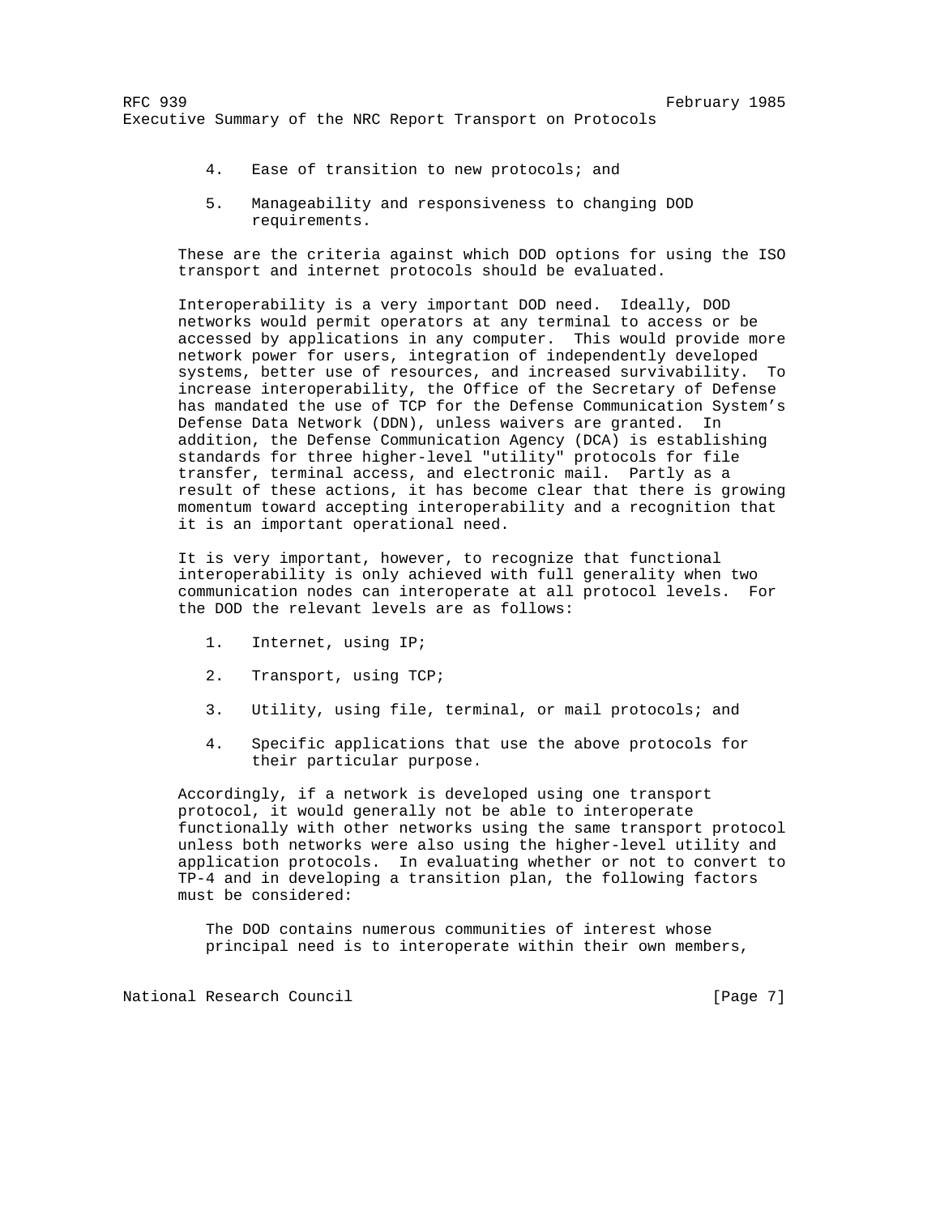4. Ease of transition to new protocols; and

5. Manageability and responsiveness to changing DOD requirements.

These are the criteria against which DOD options for using the ISO transport and internet protocols should be evaluated.

Interoperability is a very important DOD need. Ideally, DOD networks would permit operators at any terminal to access or be accessed by applications in any computer. This would provide more network power for users, integration of independently developed systems, better use of resources, and increased survivability. To increase interoperability, the Office of the Secretary of Defense has mandated the use of TCP for the Defense Communication System's Defense Data Network (DDN), unless waivers are granted. In addition, the Defense Communication Agency (DCA) is establishing standards for three higher-level "utility" protocols for file transfer, terminal access, and electronic mail. Partly as a result of these actions, it has become clear that there is growing momentum toward accepting interoperability and a recognition that it is an important operational need.

It is very important, however, to recognize that functional interoperability is only achieved with full generality when two communication nodes can interoperate at all protocol levels. For the DOD the relevant levels are as follows:

1. Internet, using IP;

2. Transport, using TCP;

3. Utility, using file, terminal, or mail protocols; and

4. Specific applications that use the above protocols for their particular purpose.

Accordingly, if a network is developed using one transport protocol, it would generally not be able to interoperate functionally with other networks using the same transport protocol unless both networks were also using the higher-level utility and application protocols. In evaluating whether or not to convert to TP-4 and in developing a transition plan, the following factors must be considered:

The DOD contains numerous communities of interest whose principal need is to interoperate within their own members,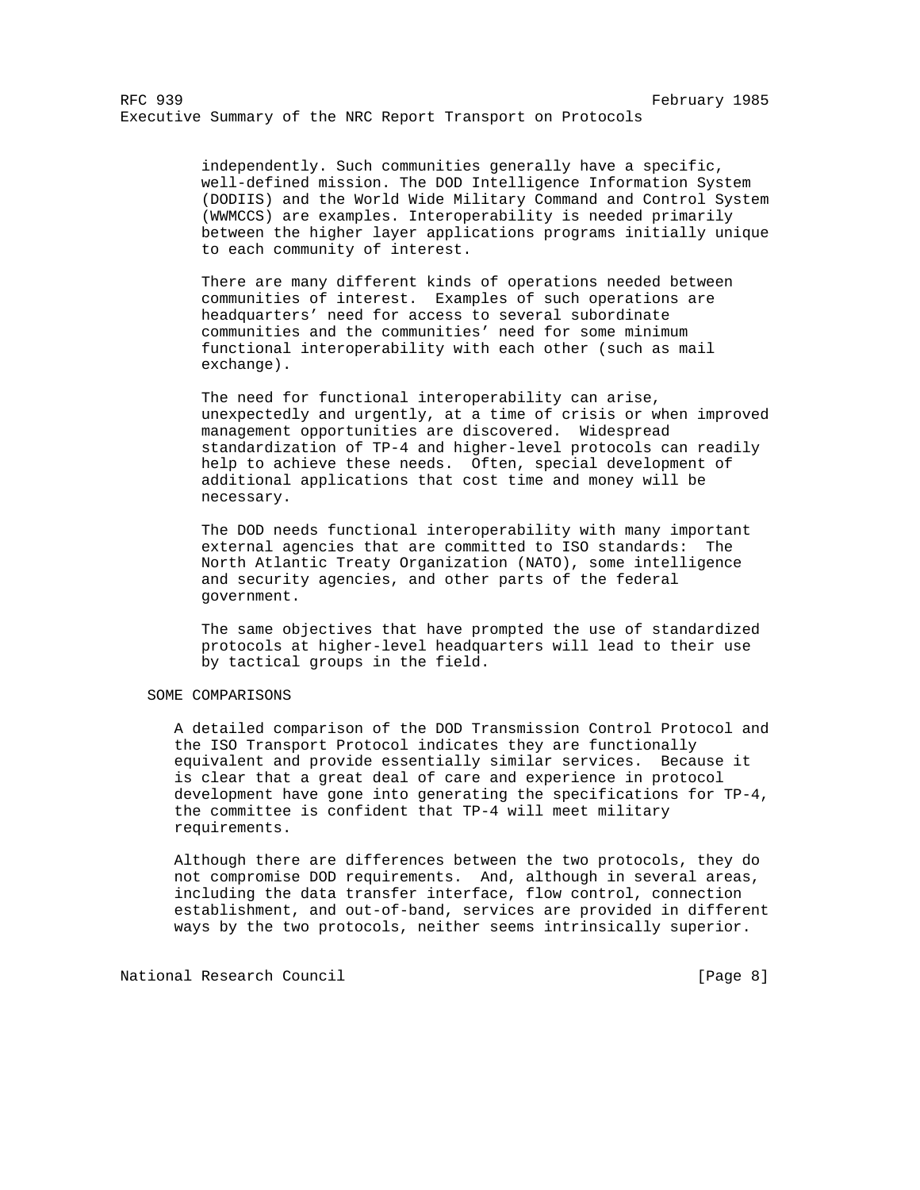independently. Such communities generally have a specific, well-defined mission. The DOD Intelligence Information System (DODIIS) and the World Wide Military Command and Control System (WWMCCS) are examples. Interoperability is needed primarily between the higher layer applications programs initially unique to each community of interest.

There are many different kinds of operations needed between communities of interest. Examples of such operations are headquarters' need for access to several subordinate communities and the communities' need for some minimum functional interoperability with each other (such as mail exchange).

The need for functional interoperability can arise, unexpectedly and urgently, at a time of crisis or when improved management opportunities are discovered. Widespread standardization of TP-4 and higher-level protocols can readily help to achieve these needs. Often, special development of additional applications that cost time and money will be necessary.

The DOD needs functional interoperability with many important external agencies that are committed to ISO standards: The North Atlantic Treaty Organization (NATO), some intelligence and security agencies, and other parts of the federal government.

The same objectives that have prompted the use of standardized protocols at higher-level headquarters will lead to their use by tactical groups in the field.

## SOME COMPARISONS

A detailed comparison of the DOD Transmission Control Protocol and the ISO Transport Protocol indicates they are functionally equivalent and provide essentially similar services. Because it is clear that a great deal of care and experience in protocol development have gone into generating the specifications for TP-4, the committee is confident that TP-4 will meet military requirements.

Although there are differences between the two protocols, they do not compromise DOD requirements. And, although in several areas, including the data transfer interface, flow control, connection establishment, and out-of-band, services are provided in different ways by the two protocols, neither seems intrinsically superior.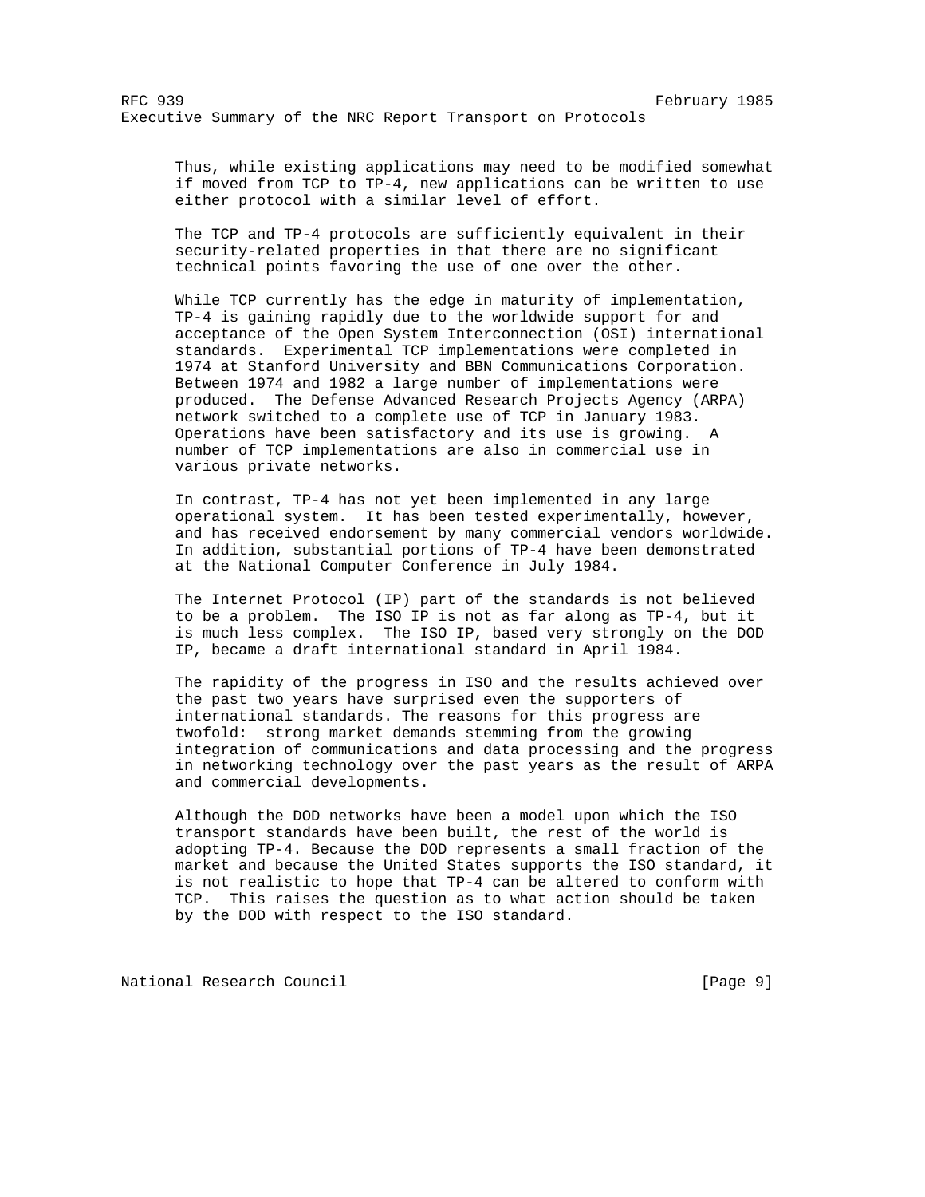Thus, while existing applications may need to be modified somewhat if moved from TCP to TP-4, new applications can be written to use either protocol with a similar level of effort.

The TCP and TP-4 protocols are sufficiently equivalent in their security-related properties in that there are no significant technical points favoring the use of one over the other.

While TCP currently has the edge in maturity of implementation, TP-4 is gaining rapidly due to the worldwide support for and acceptance of the Open System Interconnection (OSI) international standards. Experimental TCP implementations were completed in 1974 at Stanford University and BBN Communications Corporation. Between 1974 and 1982 a large number of implementations were produced. The Defense Advanced Research Projects Agency (ARPA) network switched to a complete use of TCP in January 1983. Operations have been satisfactory and its use is growing. A number of TCP implementations are also in commercial use in various private networks.

In contrast, TP-4 has not yet been implemented in any large operational system. It has been tested experimentally, however, and has received endorsement by many commercial vendors worldwide. In addition, substantial portions of TP-4 have been demonstrated at the National Computer Conference in July 1984.

The Internet Protocol (IP) part of the standards is not believed to be a problem. The ISO IP is not as far along as TP-4, but it is much less complex. The ISO IP, based very strongly on the DOD IP, became a draft international standard in April 1984.

The rapidity of the progress in ISO and the results achieved over the past two years have surprised even the supporters of international standards. The reasons for this progress are twofold: strong market demands stemming from the growing integration of communications and data processing and the progress in networking technology over the past years as the result of ARPA and commercial developments.

Although the DOD networks have been a model upon which the ISO transport standards have been built, the rest of the world is adopting TP-4. Because the DOD represents a small fraction of the market and because the United States supports the ISO standard, it is not realistic to hope that TP-4 can be altered to conform with TCP. This raises the question as to what action should be taken by the DOD with respect to the ISO standard.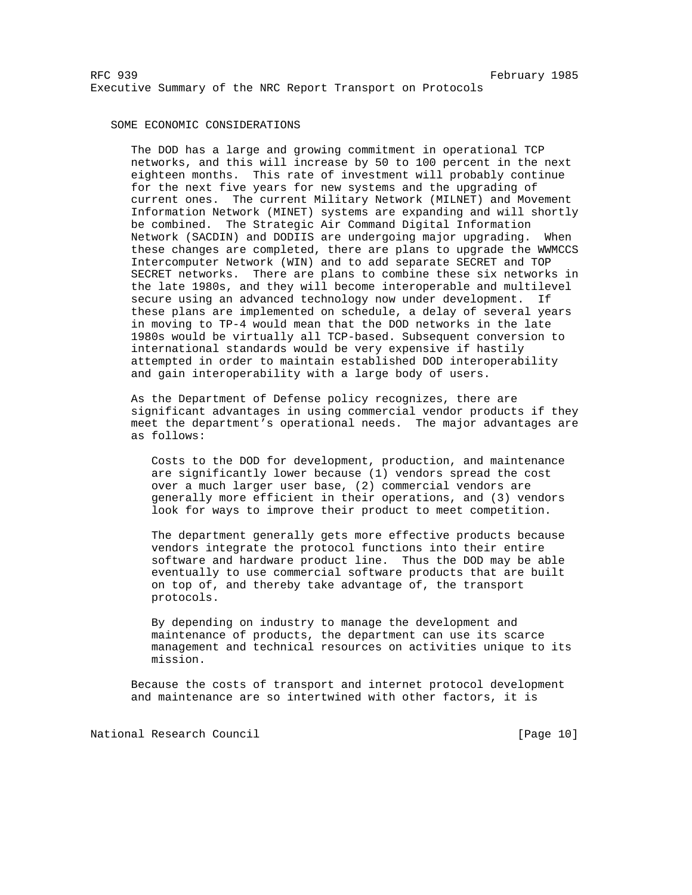## SOME ECONOMIC CONSIDERATIONS

The DOD has a large and growing commitment in operational TCP networks, and this will increase by 50 to 100 percent in the next eighteen months. This rate of investment will probably continue for the next five years for new systems and the upgrading of current ones. The current Military Network (MILNET) and Movement Information Network (MINET) systems are expanding and will shortly be combined. The Strategic Air Command Digital Information Network (SACDIN) and DODIIS are undergoing major upgrading. When these changes are completed, there are plans to upgrade the WWMCCS Intercomputer Network (WIN) and to add separate SECRET and TOP SECRET networks. There are plans to combine these six networks in the late 1980s, and they will become interoperable and multilevel secure using an advanced technology now under development. If these plans are implemented on schedule, a delay of several years in moving to TP-4 would mean that the DOD networks in the late 1980s would be virtually all TCP-based. Subsequent conversion to international standards would be very expensive if hastily attempted in order to maintain established DOD interoperability and gain interoperability with a large body of users.

As the Department of Defense policy recognizes, there are significant advantages in using commercial vendor products if they meet the department's operational needs. The major advantages are as follows:

Costs to the DOD for development, production, and maintenance are significantly lower because (1) vendors spread the cost over a much larger user base, (2) commercial vendors are generally more efficient in their operations, and (3) vendors look for ways to improve their product to meet competition.

The department generally gets more effective products because vendors integrate the protocol functions into their entire software and hardware product line. Thus the DOD may be able eventually to use commercial software products that are built on top of, and thereby take advantage of, the transport protocols.

By depending on industry to manage the development and maintenance of products, the department can use its scarce management and technical resources on activities unique to its mission.

Because the costs of transport and internet protocol development and maintenance are so intertwined with other factors, it is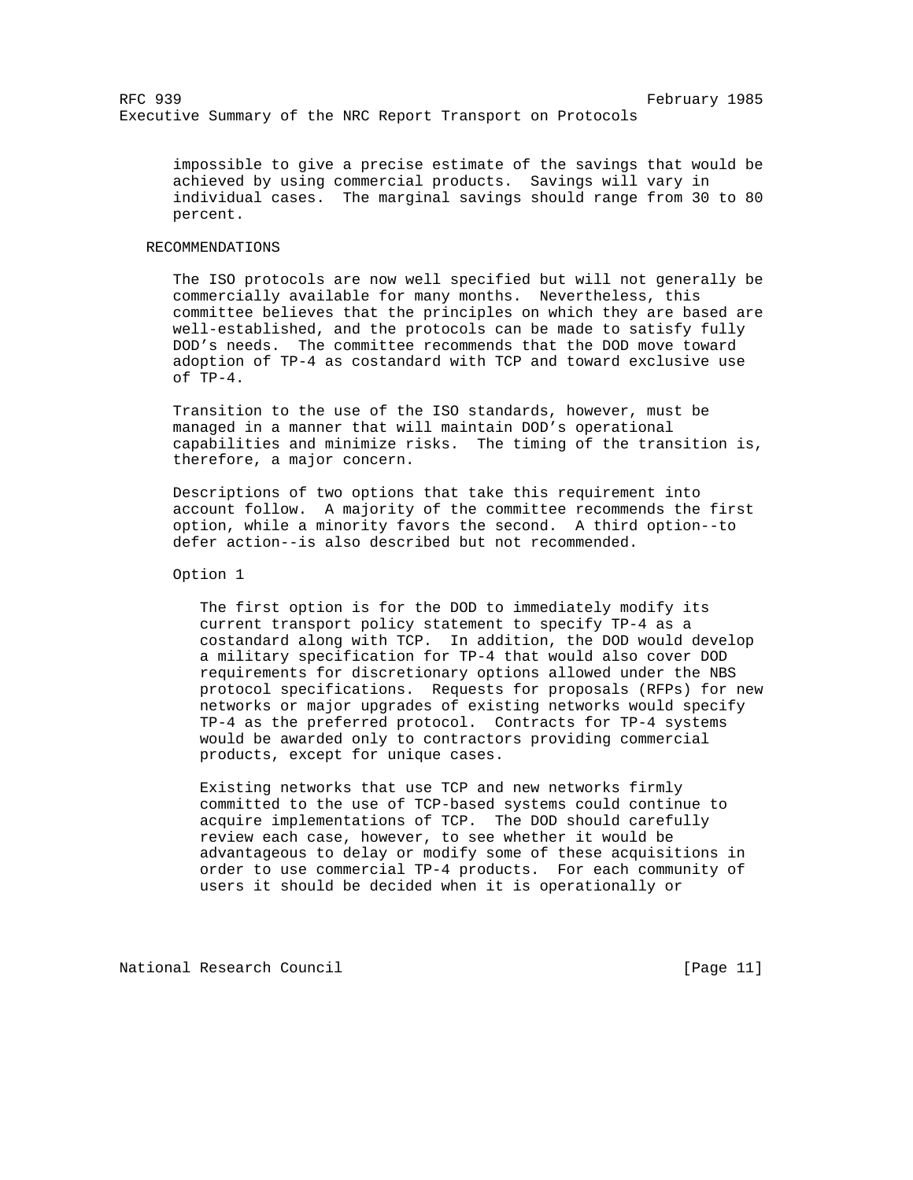impossible to give a precise estimate of the savings that would be achieved by using commercial products. Savings will vary in individual cases. The marginal savings should range from 30 to 80 percent.

## RECOMMENDATIONS

The ISO protocols are now well specified but will not generally be commercially available for many months. Nevertheless, this committee believes that the principles on which they are based are well-established, and the protocols can be made to satisfy fully DOD's needs. The committee recommends that the DOD move toward adoption of TP-4 as costandard with TCP and toward exclusive use of TP-4.

Transition to the use of the ISO standards, however, must be managed in a manner that will maintain DOD's operational capabilities and minimize risks. The timing of the transition is, therefore, a major concern.

Descriptions of two options that take this requirement into account follow. A majority of the committee recommends the first option, while a minority favors the second. A third option--to defer action--is also described but not recommended.

### Option 1

The first option is for the DOD to immediately modify its current transport policy statement to specify TP-4 as a costandard along with TCP. In addition, the DOD would develop a military specification for TP-4 that would also cover DOD requirements for discretionary options allowed under the NBS protocol specifications. Requests for proposals (RFPs) for new networks or major upgrades of existing networks would specify TP-4 as the preferred protocol. Contracts for TP-4 systems would be awarded only to contractors providing commercial products, except for unique cases.

Existing networks that use TCP and new networks firmly committed to the use of TCP-based systems could continue to acquire implementations of TCP. The DOD should carefully review each case, however, to see whether it would be advantageous to delay or modify some of these acquisitions in order to use commercial TP-4 products. For each community of users it should be decided when it is operationally or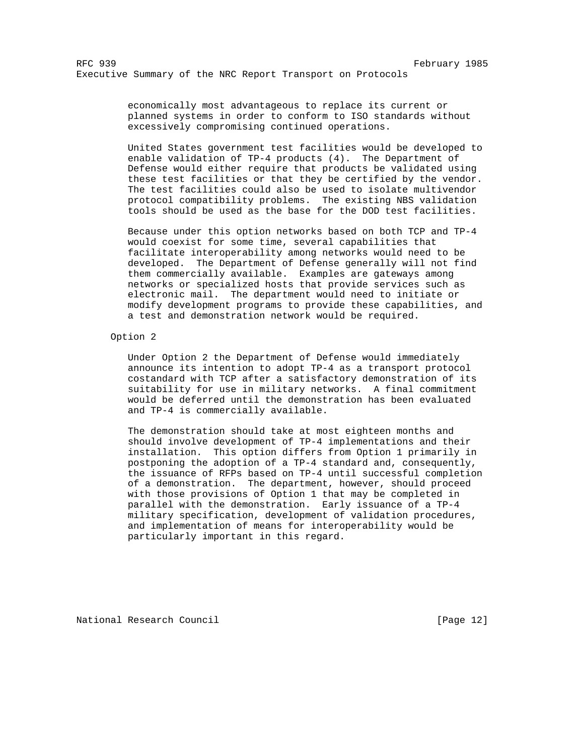economically most advantageous to replace its current or planned systems in order to conform to ISO standards without excessively compromising continued operations.

United States government test facilities would be developed to enable validation of TP-4 products (4). The Department of Defense would either require that products be validated using these test facilities or that they be certified by the vendor. The test facilities could also be used to isolate multivendor protocol compatibility problems. The existing NBS validation tools should be used as the base for the DOD test facilities.

Because under this option networks based on both TCP and TP-4 would coexist for some time, several capabilities that facilitate interoperability among networks would need to be developed. The Department of Defense generally will not find them commercially available. Examples are gateways among networks or specialized hosts that provide services such as electronic mail. The department would need to initiate or modify development programs to provide these capabilities, and a test and demonstration network would be required.

### Option 2

Under Option 2 the Department of Defense would immediately announce its intention to adopt TP-4 as a transport protocol costandard with TCP after a satisfactory demonstration of its suitability for use in military networks. A final commitment would be deferred until the demonstration has been evaluated and TP-4 is commercially available.

The demonstration should take at most eighteen months and should involve development of TP-4 implementations and their installation. This option differs from Option 1 primarily in postponing the adoption of a TP-4 standard and, consequently, the issuance of RFPs based on TP-4 until successful completion of a demonstration. The department, however, should proceed with those provisions of Option 1 that may be completed in parallel with the demonstration. Early issuance of a TP-4 military specification, development of validation procedures, and implementation of means for interoperability would be particularly important in this regard.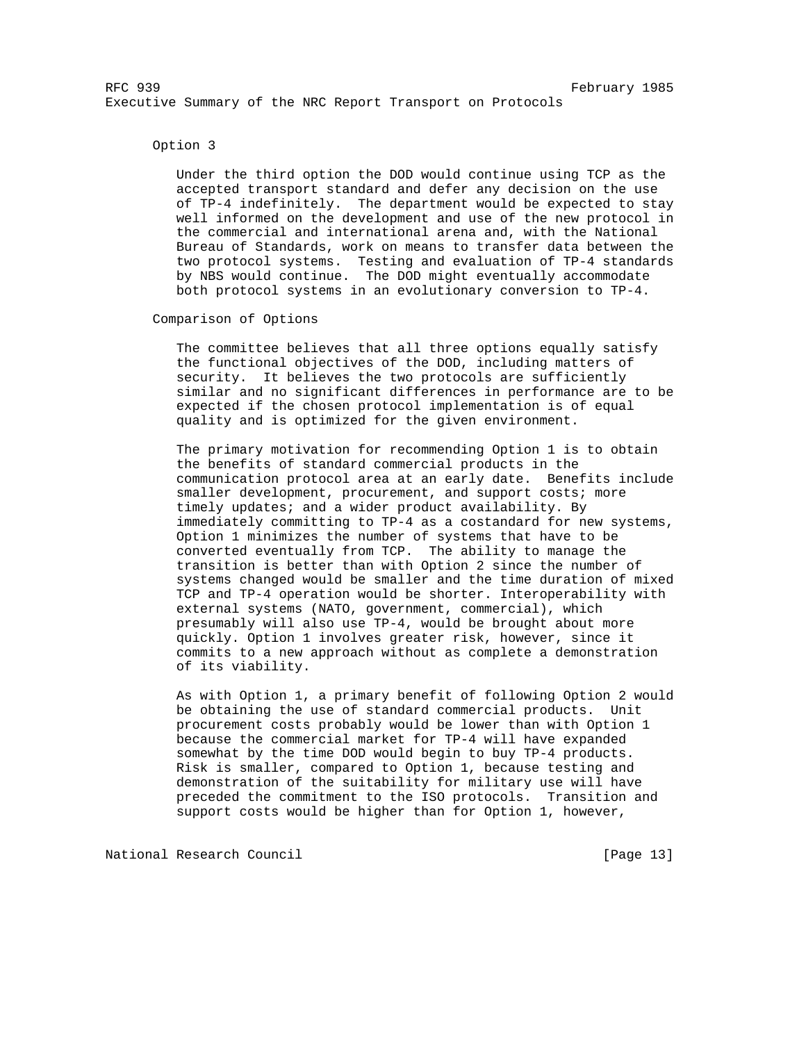### Option 3

Under the third option the DOD would continue using TCP as the accepted transport standard and defer any decision on the use of TP-4 indefinitely. The department would be expected to stay well informed on the development and use of the new protocol in the commercial and international arena and, with the National Bureau of Standards, work on means to transfer data between the two protocol systems. Testing and evaluation of TP-4 standards by NBS would continue. The DOD might eventually accommodate both protocol systems in an evolutionary conversion to TP-4.

### Comparison of Options

The committee believes that all three options equally satisfy the functional objectives of the DOD, including matters of security. It believes the two protocols are sufficiently similar and no significant differences in performance are to be expected if the chosen protocol implementation is of equal quality and is optimized for the given environment.

The primary motivation for recommending Option 1 is to obtain the benefits of standard commercial products in the communication protocol area at an early date. Benefits include smaller development, procurement, and support costs; more timely updates; and a wider product availability. By immediately committing to TP-4 as a costandard for new systems, Option 1 minimizes the number of systems that have to be converted eventually from TCP. The ability to manage the transition is better than with Option 2 since the number of systems changed would be smaller and the time duration of mixed TCP and TP-4 operation would be shorter. Interoperability with external systems (NATO, government, commercial), which presumably will also use TP-4, would be brought about more quickly. Option 1 involves greater risk, however, since it commits to a new approach without as complete a demonstration of its viability.

As with Option 1, a primary benefit of following Option 2 would be obtaining the use of standard commercial products. Unit procurement costs probably would be lower than with Option 1 because the commercial market for TP-4 will have expanded somewhat by the time DOD would begin to buy TP-4 products. Risk is smaller, compared to Option 1, because testing and demonstration of the suitability for military use will have preceded the commitment to the ISO protocols. Transition and support costs would be higher than for Option 1, however,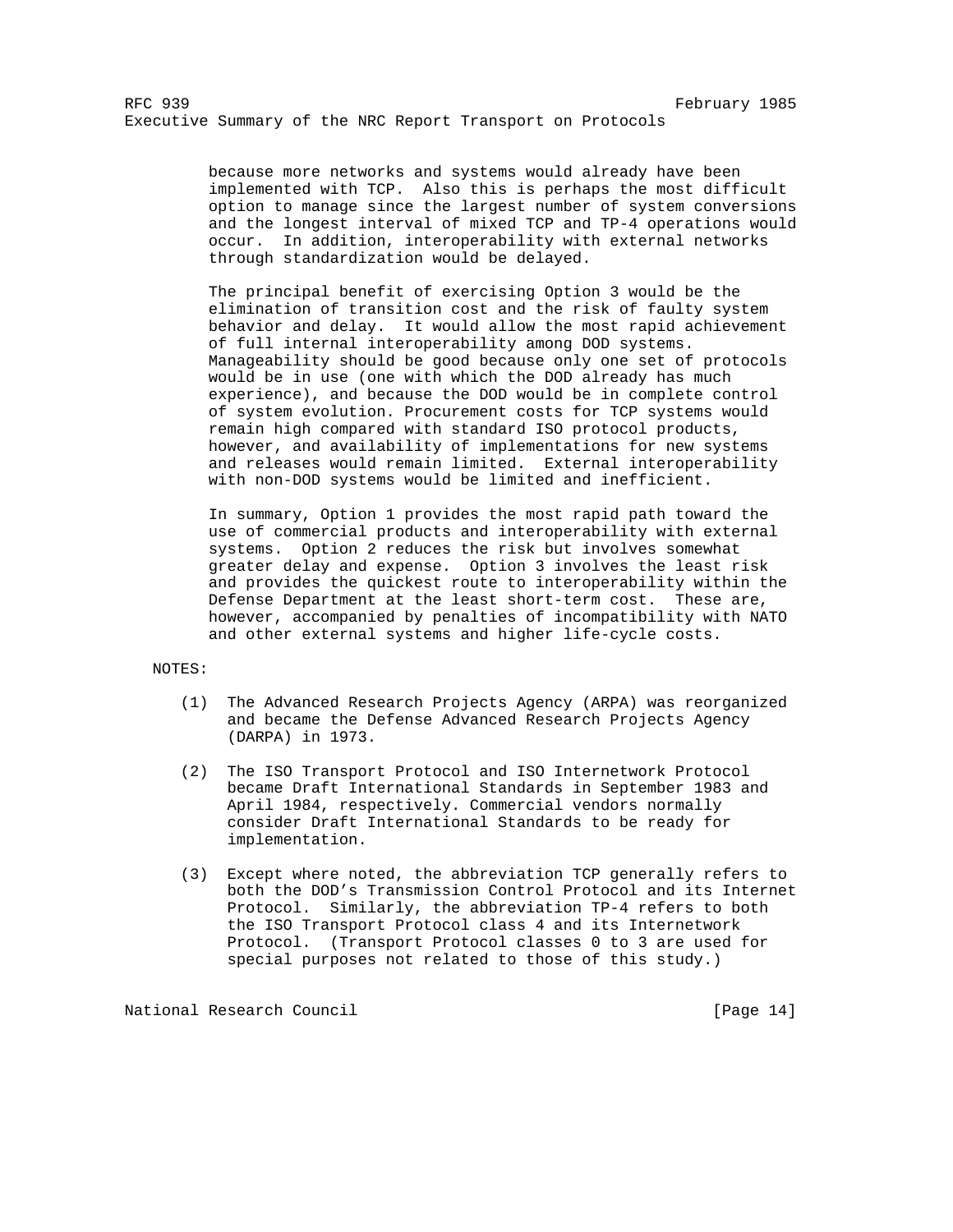because more networks and systems would already have been implemented with TCP. Also this is perhaps the most difficult option to manage since the largest number of system conversions and the longest interval of mixed TCP and TP-4 operations would occur. In addition, interoperability with external networks through standardization would be delayed.

The principal benefit of exercising Option 3 would be the elimination of transition cost and the risk of faulty system behavior and delay. It would allow the most rapid achievement of full internal interoperability among DOD systems. Manageability should be good because only one set of protocols would be in use (one with which the DOD already has much experience), and because the DOD would be in complete control of system evolution. Procurement costs for TCP systems would remain high compared with standard ISO protocol products, however, and availability of implementations for new systems and releases would remain limited. External interoperability with non-DOD systems would be limited and inefficient.

In summary, Option 1 provides the most rapid path toward the use of commercial products and interoperability with external systems. Option 2 reduces the risk but involves somewhat greater delay and expense. Option 3 involves the least risk and provides the quickest route to interoperability within the Defense Department at the least short-term cost. These are, however, accompanied by penalties of incompatibility with NATO and other external systems and higher life-cycle costs.

NOTES:

(1) The Advanced Research Projects Agency (ARPA) was reorganized and became the Defense Advanced Research Projects Agency (DARPA) in 1973.

(2) The ISO Transport Protocol and ISO Internetwork Protocol became Draft International Standards in September 1983 and April 1984, respectively. Commercial vendors normally consider Draft International Standards to be ready for implementation.

(3) Except where noted, the abbreviation TCP generally refers to both the DOD's Transmission Control Protocol and its Internet Protocol. Similarly, the abbreviation TP-4 refers to both the ISO Transport Protocol class 4 and its Internetwork Protocol. (Transport Protocol classes 0 to 3 are used for special purposes not related to those of this study.)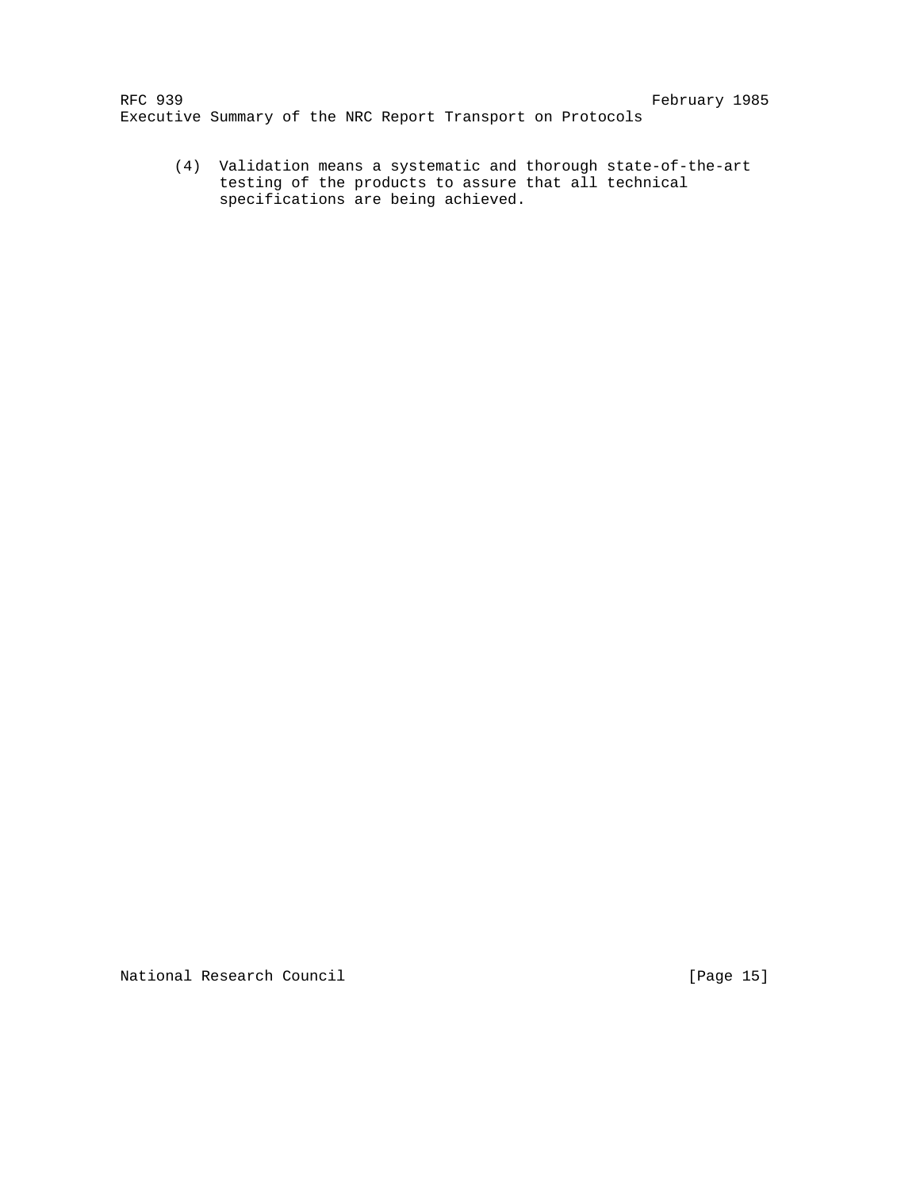(4) Validation means a systematic and thorough state-of-the-art testing of the products to assure that all technical specifications are being achieved.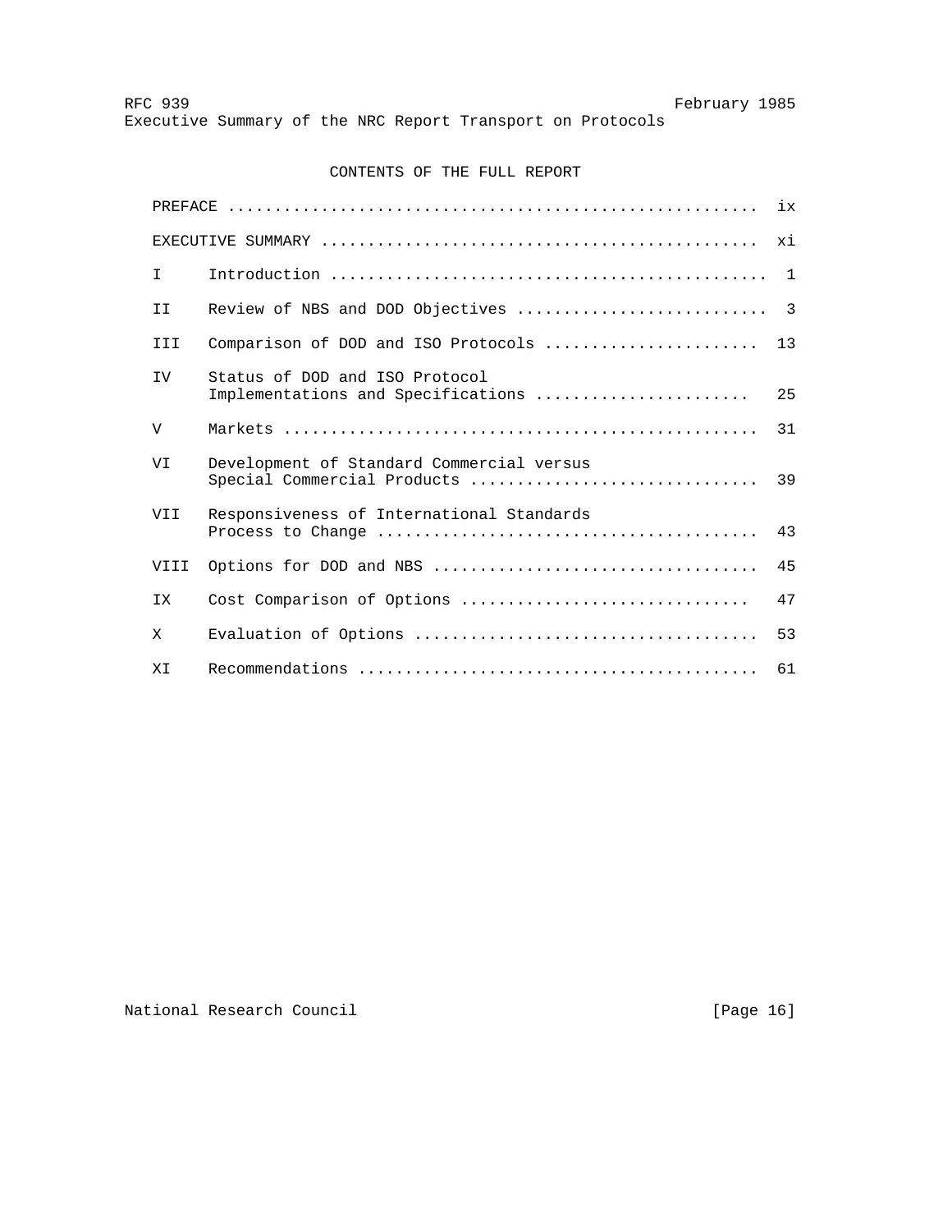## CONTENTS OF THE FULL REPORT

| | | |
|---|---|---|
| PREFACE | | ix |
| EXECUTIVE SUMMARY | | xi |
| I | Introduction | 1 |
| II | Review of NBS and DOD Objectives | 3 |
| III | Comparison of DOD and ISO Protocols | 13 |
| IV | Status of DOD and ISO Protocol Implementations and Specifications | 25 |
| V | Markets | 31 |
| VI | Development of Standard Commercial versus Special Commercial Products | 39 |
| VII | Responsiveness of International Standards Process to Change | 43 |
| VIII | Options for DOD and NBS | 45 |
| IX | Cost Comparison of Options | 47 |
| X | Evaluation of Options | 53 |
| XI | Recommendations | 61 |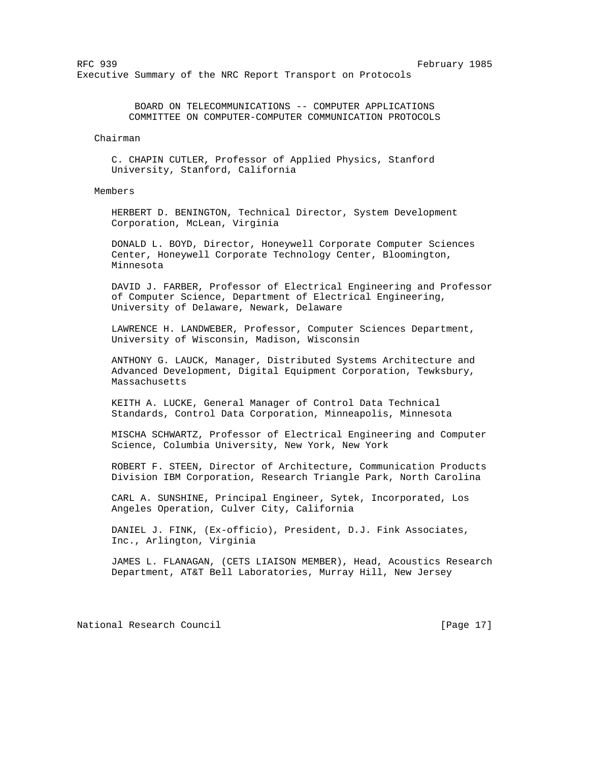## BOARD ON TELECOMMUNICATIONS -- COMPUTER APPLICATIONS
## COMMITTEE ON COMPUTER-COMPUTER COMMUNICATION PROTOCOLS

### Chairman

C. CHAPIN CUTLER, Professor of Applied Physics, Stanford University, Stanford, California

### Members

HERBERT D. BENINGTON, Technical Director, System Development Corporation, McLean, Virginia

DONALD L. BOYD, Director, Honeywell Corporate Computer Sciences Center, Honeywell Corporate Technology Center, Bloomington, Minnesota

DAVID J. FARBER, Professor of Electrical Engineering and Professor of Computer Science, Department of Electrical Engineering, University of Delaware, Newark, Delaware

LAWRENCE H. LANDWEBER, Professor, Computer Sciences Department, University of Wisconsin, Madison, Wisconsin

ANTHONY G. LAUCK, Manager, Distributed Systems Architecture and Advanced Development, Digital Equipment Corporation, Tewksbury, Massachusetts

KEITH A. LUCKE, General Manager of Control Data Technical Standards, Control Data Corporation, Minneapolis, Minnesota

MISCHA SCHWARTZ, Professor of Electrical Engineering and Computer Science, Columbia University, New York, New York

ROBERT F. STEEN, Director of Architecture, Communication Products Division IBM Corporation, Research Triangle Park, North Carolina

CARL A. SUNSHINE, Principal Engineer, Sytek, Incorporated, Los Angeles Operation, Culver City, California

DANIEL J. FINK, (Ex-officio), President, D.J. Fink Associates, Inc., Arlington, Virginia

JAMES L. FLANAGAN, (CETS LIAISON MEMBER), Head, Acoustics Research Department, AT&T Bell Laboratories, Murray Hill, New Jersey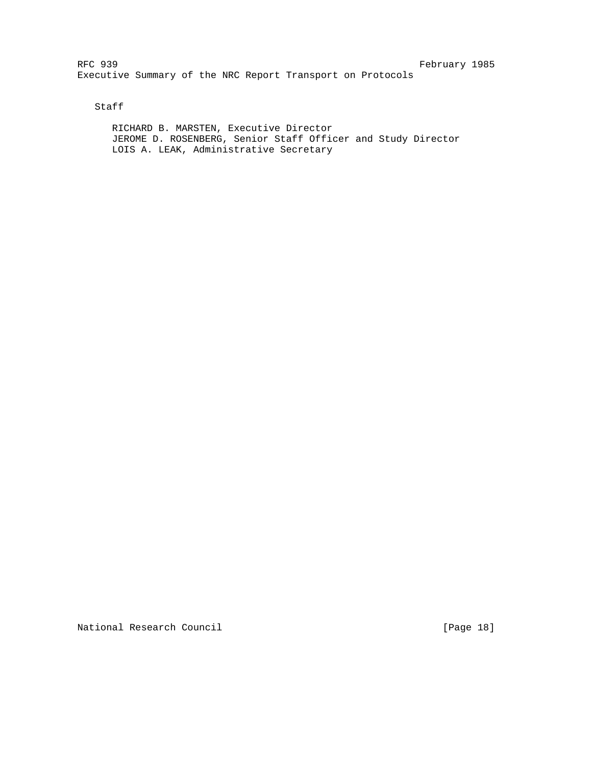Staff

RICHARD B. MARSTEN, Executive Director
JEROME D. ROSENBERG, Senior Staff Officer and Study Director
LOIS A. LEAK, Administrative Secretary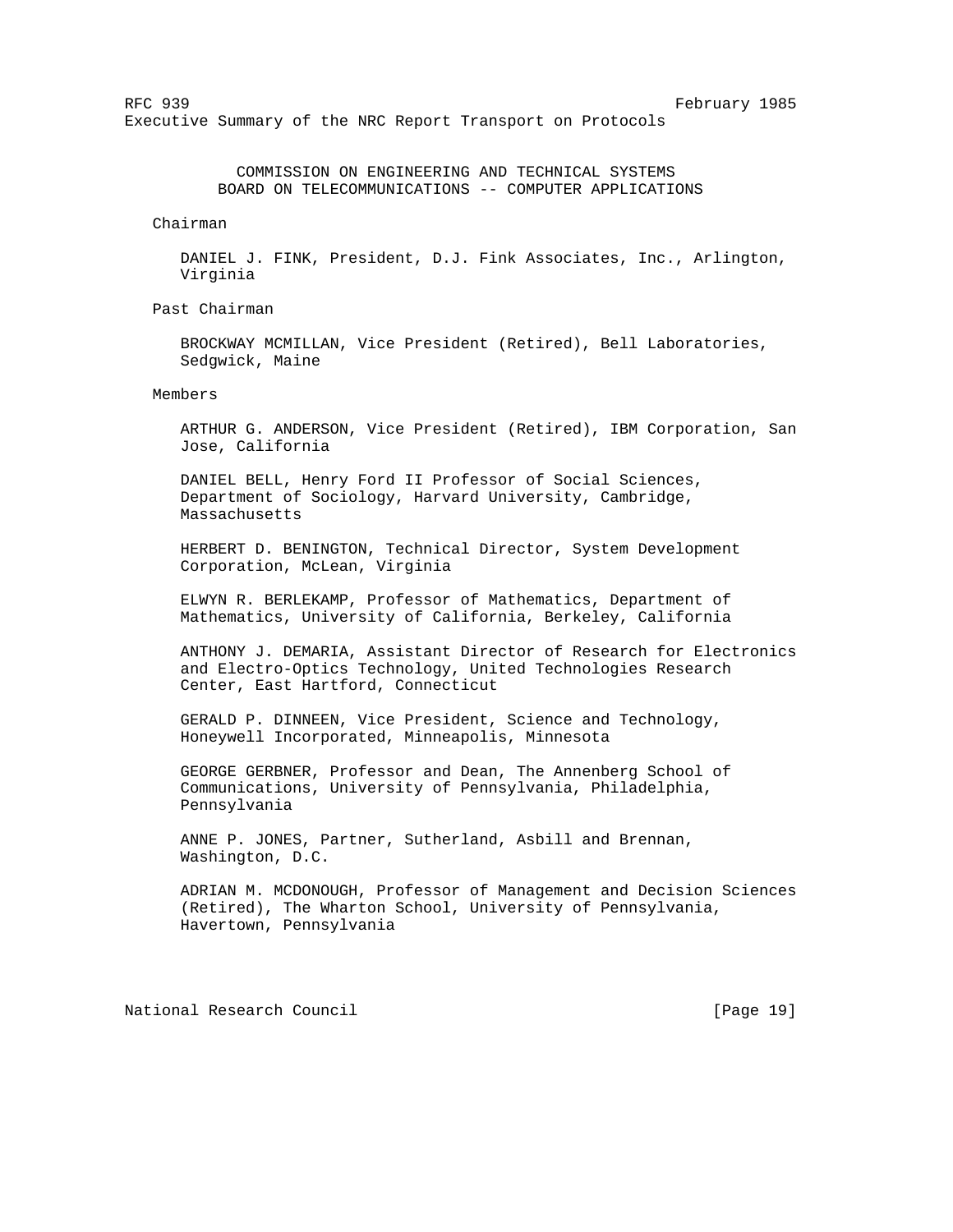COMMISSION ON ENGINEERING AND TECHNICAL SYSTEMS
BOARD ON TELECOMMUNICATIONS -- COMPUTER APPLICATIONS

Chairman

DANIEL J. FINK, President, D.J. Fink Associates, Inc., Arlington, Virginia

Past Chairman

BROCKWAY MCMILLAN, Vice President (Retired), Bell Laboratories, Sedgwick, Maine

Members

ARTHUR G. ANDERSON, Vice President (Retired), IBM Corporation, San Jose, California

DANIEL BELL, Henry Ford II Professor of Social Sciences, Department of Sociology, Harvard University, Cambridge, Massachusetts

HERBERT D. BENINGTON, Technical Director, System Development Corporation, McLean, Virginia

ELWYN R. BERLEKAMP, Professor of Mathematics, Department of Mathematics, University of California, Berkeley, California

ANTHONY J. DEMARIA, Assistant Director of Research for Electronics and Electro-Optics Technology, United Technologies Research Center, East Hartford, Connecticut

GERALD P. DINNEEN, Vice President, Science and Technology, Honeywell Incorporated, Minneapolis, Minnesota

GEORGE GERBNER, Professor and Dean, The Annenberg School of Communications, University of Pennsylvania, Philadelphia, Pennsylvania

ANNE P. JONES, Partner, Sutherland, Asbill and Brennan, Washington, D.C.

ADRIAN M. MCDONOUGH, Professor of Management and Decision Sciences (Retired), The Wharton School, University of Pennsylvania, Havertown, Pennsylvania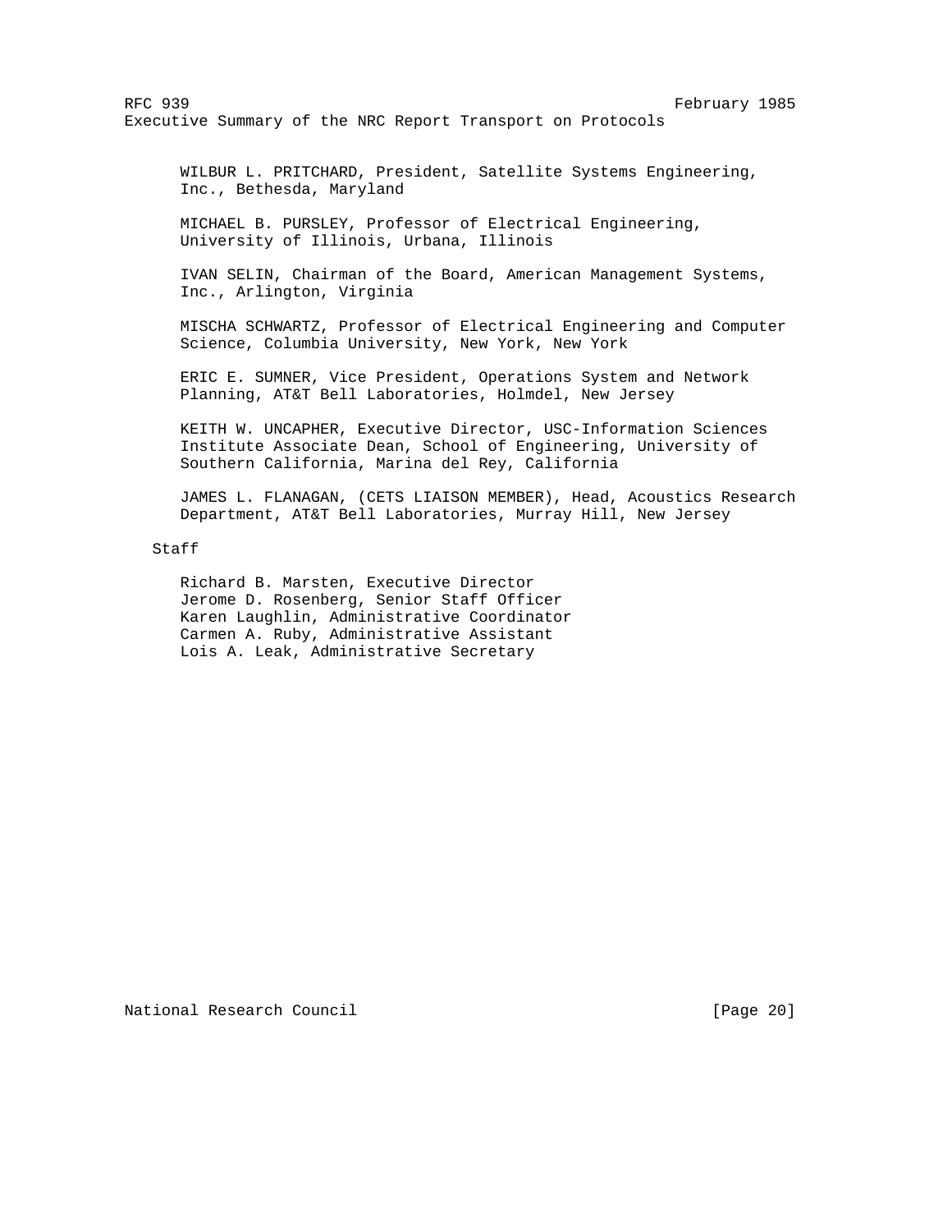WILBUR L. PRITCHARD, President, Satellite Systems Engineering, Inc., Bethesda, Maryland

MICHAEL B. PURSLEY, Professor of Electrical Engineering, University of Illinois, Urbana, Illinois

IVAN SELIN, Chairman of the Board, American Management Systems, Inc., Arlington, Virginia

MISCHA SCHWARTZ, Professor of Electrical Engineering and Computer Science, Columbia University, New York, New York

ERIC E. SUMNER, Vice President, Operations System and Network Planning, AT&T Bell Laboratories, Holmdel, New Jersey

KEITH W. UNCAPHER, Executive Director, USC-Information Sciences Institute Associate Dean, School of Engineering, University of Southern California, Marina del Rey, California

JAMES L. FLANAGAN, (CETS LIAISON MEMBER), Head, Acoustics Research Department, AT&T Bell Laboratories, Murray Hill, New Jersey

Staff

Richard B. Marsten, Executive Director
Jerome D. Rosenberg, Senior Staff Officer
Karen Laughlin, Administrative Coordinator
Carmen A. Ruby, Administrative Assistant
Lois A. Leak, Administrative Secretary